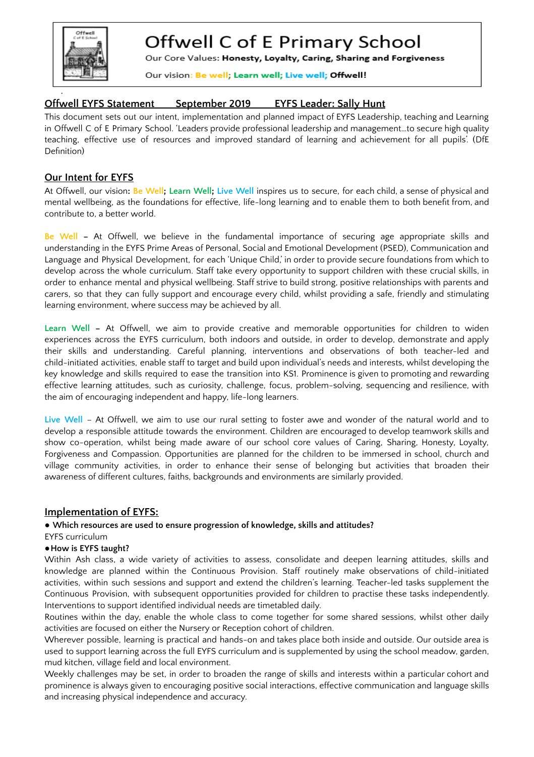# Offwell C of E Primary School

Our Core Values: **Honesty, Loyalty, Caring, Sharing and Forgiveness**

Our vision: **Be well; Learn well; Live well; Offwell!**

## Offwell EYFS Statement September 2019 EYFS Leader: Sally Hunt

This document sets out our intent, implementation and planned impact of EYFS Leadership, teaching and Learning in Offwell C of E Primary School. 'Leaders provide professional leadership and management...to secure high quality teaching, effective use of resources and improved standard of learning and achievement for all pupils'. (DfE Definition)

## Our Intent for EYFS

At Offwell, our vision**: Be Well; Learn Well; Live Well** inspires us to secure, for each child, a sense of physical and mental wellbeing, as the foundations for effective, life-long learning and to enable them to both benefit from, and contribute to, a better world.

**Be Well** – At Offwell, we believe in the fundamental importance of securing age appropriate skills and understanding in the EYFS Prime Areas of Personal, Social and Emotional Development (PSED), Communication and Language and Physical Development, for each 'Unique Child,' in order to provide secure foundations from which to develop across the whole curriculum. Staff take every opportunity to support children with these crucial skills, in order to enhance mental and physical wellbeing. Staff strive to build strong, positive relationships with parents and carers, so that they can fully support and encourage every child, whilst providing a safe, friendly and stimulating learning environment, where success may be achieved by all.

**Learn Well** – At Offwell, we aim to provide creative and memorable opportunities for children to widen experiences across the EYFS curriculum, both indoors and outside, in order to develop, demonstrate and apply their skills and understanding. Careful planning, interventions and observations of both teacher-led and child-initiated activities, enable staff to target and build upon individual's needs and interests, whilst developing the key knowledge and skills required to ease the transition into KS1. Prominence is given to promoting and rewarding effective learning attitudes, such as curiosity, challenge, focus, problem-solving, sequencing and resilience, with the aim of encouraging independent and happy, life-long learners.

**Live Well** – At Offwell, we aim to use our rural setting to foster awe and wonder of the natural world and to develop a responsible attitude towards the environment. Children are encouraged to develop teamwork skills and show co-operation, whilst being made aware of our school core values of Caring, Sharing, Honesty, Loyalty, Forgiveness and Compassion. Opportunities are planned for the children to be immersed in school, church and village community activities, in order to enhance their sense of belonging but activities that broaden their awareness of different cultures, faiths, backgrounds and environments are similarly provided.

## Implementation of EYFS:

- **Which resources are used to ensure progression of knowledge, skills and attitudes?**

EYFS curriculum

- **How is EYFS taught?**

Within Ash class, a wide variety of activities to assess, consolidate and deepen learning attitudes, skills and knowledge are planned within the Continuous Provision. Staff routinely make observations of child-initiated activities, within such sessions and support and extend the children's learning. Teacher-led tasks supplement the Continuous Provision, with subsequent opportunities provided for children to practise these tasks independently. Interventions to support identified individual needs are timetabled daily.

Routines within the day, enable the whole class to come together for some shared sessions, whilst other daily activities are focused on either the Nursery or Reception cohort of children.

Wherever possible, learning is practical and hands-on and takes place both inside and outside. Our outside area is used to support learning across the full EYFS curriculum and is supplemented by using the school meadow, garden, mud kitchen, village field and local environment.

Weekly challenges may be set, in order to broaden the range of skills and interests within a particular cohort and prominence is always given to encouraging positive social interactions, effective communication and language skills and increasing physical independence and accuracy.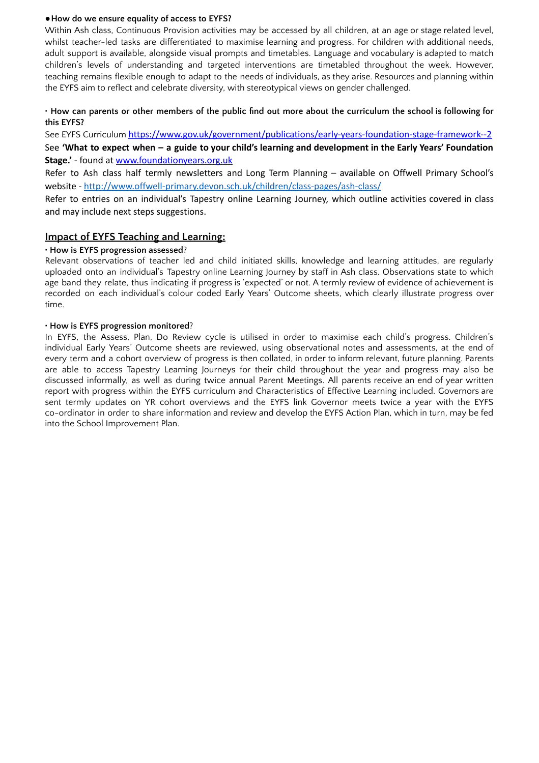- **How do we ensure equality of access to EYFS?**

Within Ash class, Continuous Provision activities may be accessed by all children, at an age or stage related level, whilst teacher-led tasks are differentiated to maximise learning and progress. For children with additional needs, adult support is available, alongside visual prompts and timetables. Language and vocabulary is adapted to match children's levels of understanding and targeted interventions are timetabled throughout the week. However, teaching remains flexible enough to adapt to the needs of individuals, as they arise. Resources and planning within the EYFS aim to reflect and celebrate diversity, with stereotypical views on gender challenged.

**· How can parents or other members of the public find out more about the curriculum the school is following for this EYFS?**

See EYFS Curriculum [https://www.gov.uk/government/publications/early-years-foundation-stage-framework--2](https://www.gov.uk/government/publications/early-years-foundation-stage-framework--2)

See **'What to expect when – a guide to your child's learning and development in the Early Years' Foundation Stage.'** - found at [www.foundationyears.org.uk](http://www.foundationyears.org.uk)

Refer to Ash class half termly newsletters and Long Term Planning – available on Offwell Primary School's website - [http://www.offwell-primary.devon.sch.uk/children/class-pages/ash-class/](http://www.offwell-primary.devon.sch.uk/children/class-pages/ash-class/)

Refer to entries on an individual's Tapestry online Learning Journey, which outline activities covered in class and may include next steps suggestions.

## Impact of EYFS Teaching and Learning:

**· How is EYFS progression assessed**?

Relevant observations of teacher led and child initiated skills, knowledge and learning attitudes, are regularly uploaded onto an individual's Tapestry online Learning Journey by staff in Ash class. Observations state to which age band they relate, thus indicating if progress is 'expected' or not. A termly review of evidence of achievement is recorded on each individual's colour coded Early Years' Outcome sheets, which clearly illustrate progress over time.

**· How is EYFS progression monitored**?

In EYFS, the Assess, Plan, Do Review cycle is utilised in order to maximise each child's progress. Children's individual Early Years' Outcome sheets are reviewed, using observational notes and assessments, at the end of every term and a cohort overview of progress is then collated, in order to inform relevant, future planning. Parents are able to access Tapestry Learning Journeys for their child throughout the year and progress may also be discussed informally, as well as during twice annual Parent Meetings. All parents receive an end of year written report with progress within the EYFS curriculum and Characteristics of Effective Learning included. Governors are sent termly updates on YR cohort overviews and the EYFS link Governor meets twice a year with the EYFS co-ordinator in order to share information and review and develop the EYFS Action Plan, which in turn, may be fed into the School Improvement Plan.